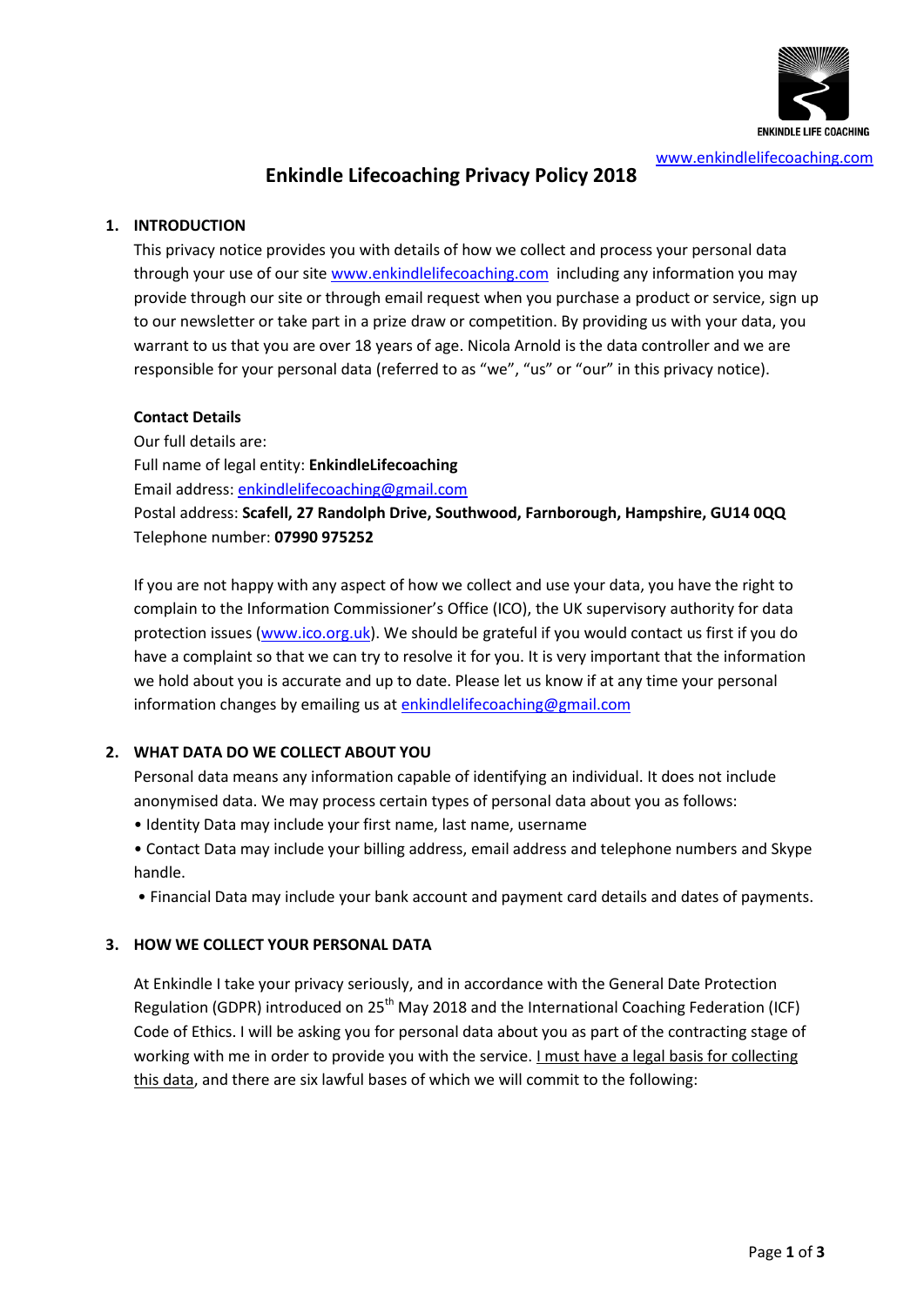ENKINDLE LIFE COACHING

www.enkindlelifecoaching.com

# Enkindle Lifecoaching Privacy Policy 2018

## 1. INTRODUCTION

This privacy notice provides you with details of how we collect and process your personal data through your use of our site www.enkindlelifecoaching.com including any information you may provide through our site or through email request when you purchase a product or service, sign up to our newsletter or take part in a prize draw or competition. By providing us with your data, you warrant to us that you are over 18 years of age. Nicola Arnold is the data controller and we are responsible for your personal data (referred to as "we", "us" or "our" in this privacy notice).

**Contact Details**

Our full details are:

Full name of legal entity: **EnkindleLifecoaching**

Email address: enkindlelifecoaching@gmail.com

Postal address: **Scafell, 27 Randolph Drive, Southwood, Farnborough, Hampshire, GU14 0QQ**

Telephone number: **07990 975252**

If you are not happy with any aspect of how we collect and use your data, you have the right to complain to the Information Commissioner's Office (ICO), the UK supervisory authority for data protection issues (www.ico.org.uk). We should be grateful if you would contact us first if you do have a complaint so that we can try to resolve it for you. It is very important that the information we hold about you is accurate and up to date. Please let us know if at any time your personal information changes by emailing us at enkindlelifecoaching@gmail.com

## 2. WHAT DATA DO WE COLLECT ABOUT YOU

Personal data means any information capable of identifying an individual. It does not include anonymised data. We may process certain types of personal data about you as follows:

- Identity Data may include your first name, last name, username
- Contact Data may include your billing address, email address and telephone numbers and Skype handle.
- Financial Data may include your bank account and payment card details and dates of payments.

## 3. HOW WE COLLECT YOUR PERSONAL DATA

At Enkindle I take your privacy seriously, and in accordance with the General Date Protection Regulation (GDPR) introduced on 25th May 2018 and the International Coaching Federation (ICF) Code of Ethics. I will be asking you for personal data about you as part of the contracting stage of working with me in order to provide you with the service. I must have a legal basis for collecting this data, and there are six lawful bases of which we will commit to the following: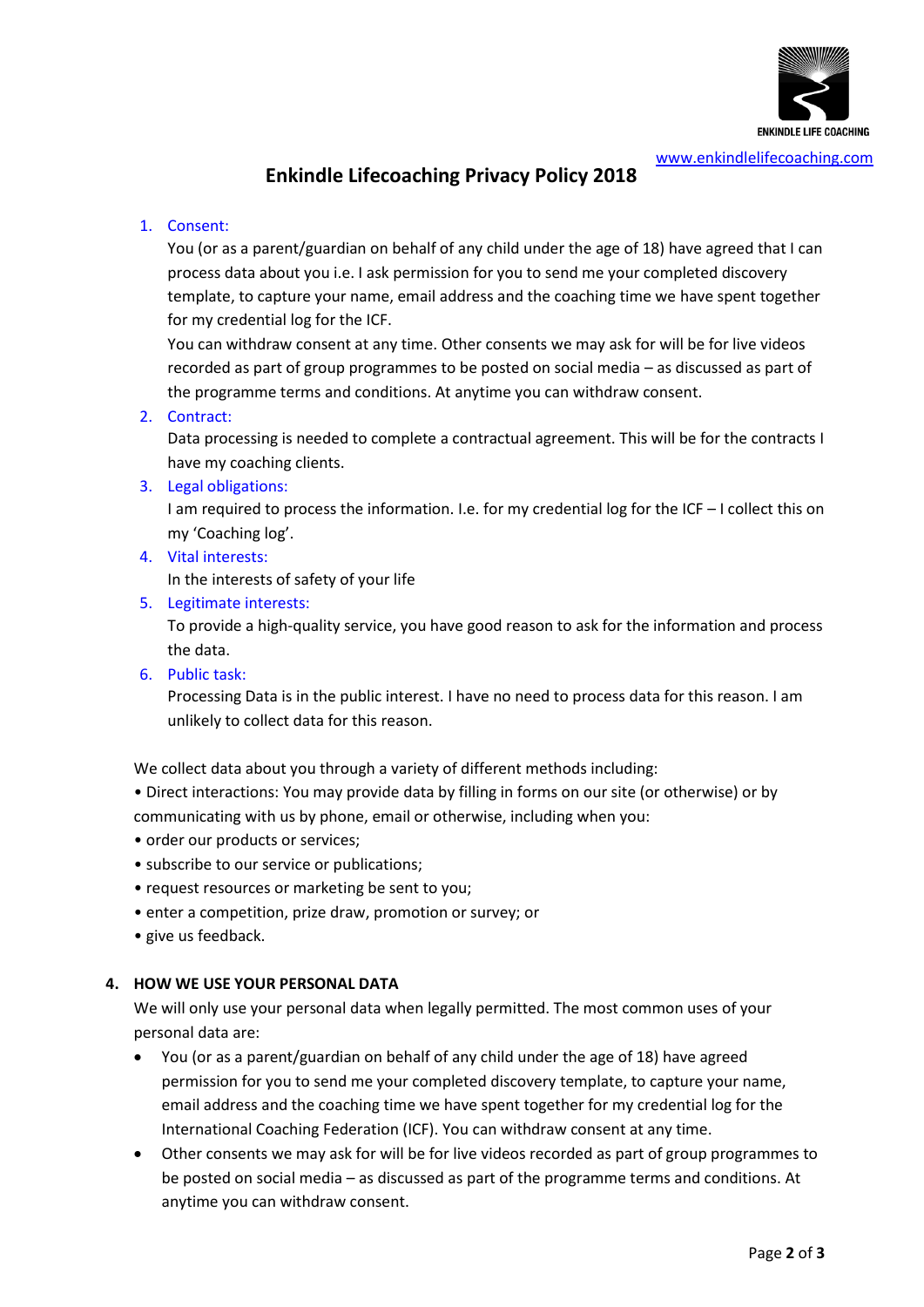ENKINDLE LIFE COACHING

www.enkindlelifecoaching.com

# Enkindle Lifecoaching Privacy Policy 2018

1. Consent:
   You (or as a parent/guardian on behalf of any child under the age of 18) have agreed that I can process data about you i.e. I ask permission for you to send me your completed discovery template, to capture your name, email address and the coaching time we have spent together for my credential log for the ICF.
   You can withdraw consent at any time. Other consents we may ask for will be for live videos recorded as part of group programmes to be posted on social media – as discussed as part of the programme terms and conditions. At anytime you can withdraw consent.
2. Contract:
   Data processing is needed to complete a contractual agreement. This will be for the contracts I have my coaching clients.
3. Legal obligations:
   I am required to process the information. I.e. for my credential log for the ICF – I collect this on my 'Coaching log'.
4. Vital interests:
   In the interests of safety of your life
5. Legitimate interests:
   To provide a high-quality service, you have good reason to ask for the information and process the data.
6. Public task:
   Processing Data is in the public interest. I have no need to process data for this reason. I am unlikely to collect data for this reason.

We collect data about you through a variety of different methods including:

• Direct interactions: You may provide data by filling in forms on our site (or otherwise) or by communicating with us by phone, email or otherwise, including when you:

• order our products or services;

• subscribe to our service or publications;

• request resources or marketing be sent to you;

• enter a competition, prize draw, promotion or survey; or

• give us feedback.

## 4. HOW WE USE YOUR PERSONAL DATA

We will only use your personal data when legally permitted. The most common uses of your personal data are:

- You (or as a parent/guardian on behalf of any child under the age of 18) have agreed permission for you to send me your completed discovery template, to capture your name, email address and the coaching time we have spent together for my credential log for the International Coaching Federation (ICF). You can withdraw consent at any time.
- Other consents we may ask for will be for live videos recorded as part of group programmes to be posted on social media – as discussed as part of the programme terms and conditions. At anytime you can withdraw consent.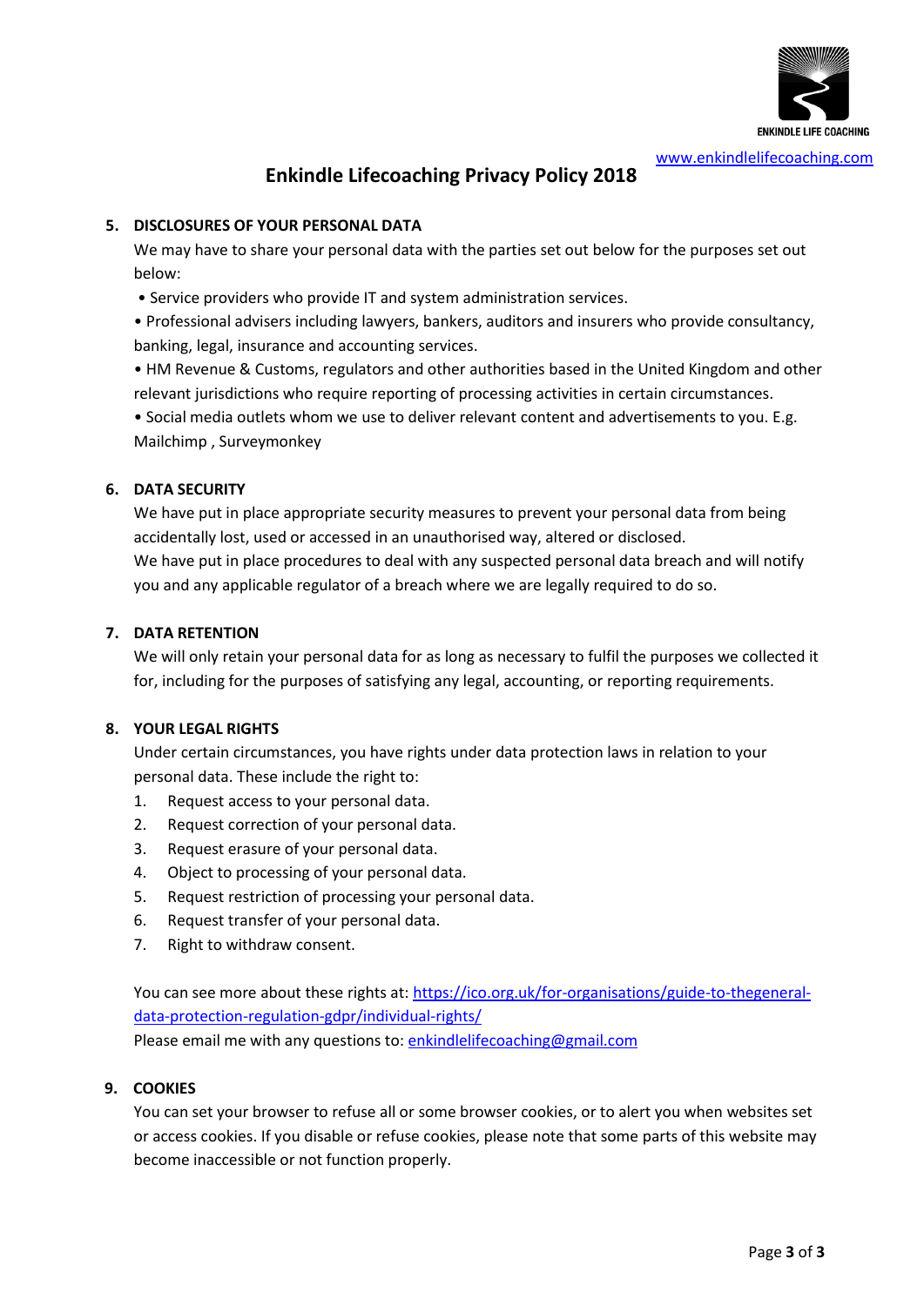ENKINDLE LIFE COACHING

www.enkindlelifecoaching.com

# Enkindle Lifecoaching Privacy Policy 2018

## 5. DISCLOSURES OF YOUR PERSONAL DATA

We may have to share your personal data with the parties set out below for the purposes set out below:

- Service providers who provide IT and system administration services.
- Professional advisers including lawyers, bankers, auditors and insurers who provide consultancy, banking, legal, insurance and accounting services.
- HM Revenue & Customs, regulators and other authorities based in the United Kingdom and other relevant jurisdictions who require reporting of processing activities in certain circumstances.
- Social media outlets whom we use to deliver relevant content and advertisements to you. E.g. Mailchimp , Surveymonkey

## 6. DATA SECURITY

We have put in place appropriate security measures to prevent your personal data from being accidentally lost, used or accessed in an unauthorised way, altered or disclosed.
We have put in place procedures to deal with any suspected personal data breach and will notify you and any applicable regulator of a breach where we are legally required to do so.

## 7. DATA RETENTION

We will only retain your personal data for as long as necessary to fulfil the purposes we collected it for, including for the purposes of satisfying any legal, accounting, or reporting requirements.

## 8. YOUR LEGAL RIGHTS

Under certain circumstances, you have rights under data protection laws in relation to your personal data. These include the right to:

1. Request access to your personal data.
2. Request correction of your personal data.
3. Request erasure of your personal data.
4. Object to processing of your personal data.
5. Request restriction of processing your personal data.
6. Request transfer of your personal data.
7. Right to withdraw consent.

You can see more about these rights at: https://ico.org.uk/for-organisations/guide-to-thegeneral-data-protection-regulation-gdpr/individual-rights/
Please email me with any questions to: enkindlelifecoaching@gmail.com

## 9. COOKIES

You can set your browser to refuse all or some browser cookies, or to alert you when websites set or access cookies. If you disable or refuse cookies, please note that some parts of this website may become inaccessible or not function properly.